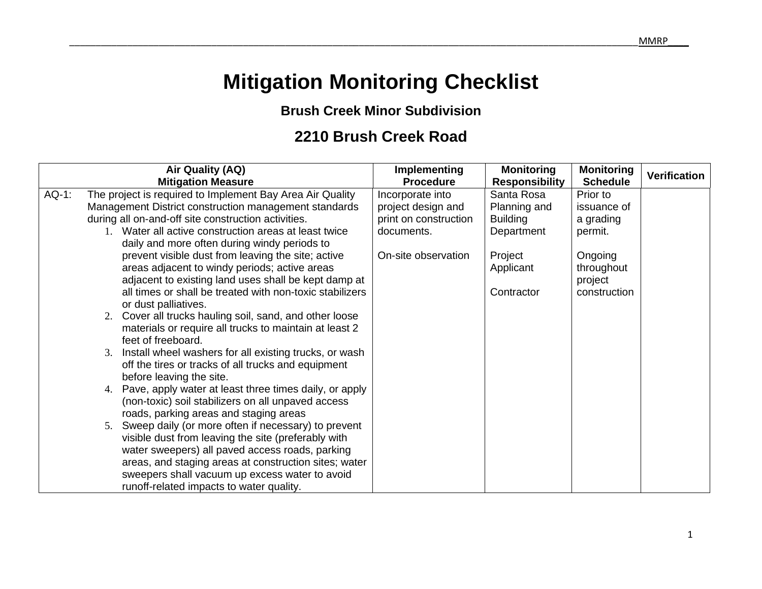# Mitigation Monitoring Checklist

### Brush Creek Minor Subdivision

## 2210 Brush Creek Road

| Air Quality (AQ) Mitigation Measure | Implementing Procedure | Monitoring Responsibility | Monitoring Schedule | Verification |
|---|---|---|---|---|
| AQ-1: The project is required to Implement Bay Area Air Quality Management District construction management standards during all on-and-off site construction activities.<br>1. Water all active construction areas at least twice daily and more often during windy periods to prevent visible dust from leaving the site; active areas adjacent to windy periods; active areas adjacent to existing land uses shall be kept damp at all times or shall be treated with non-toxic stabilizers or dust palliatives.<br>2. Cover all trucks hauling soil, sand, and other loose materials or require all trucks to maintain at least 2 feet of freeboard.<br>3. Install wheel washers for all existing trucks, or wash off the tires or tracks of all trucks and equipment before leaving the site.<br>4. Pave, apply water at least three times daily, or apply (non-toxic) soil stabilizers on all unpaved access roads, parking areas and staging areas<br>5. Sweep daily (or more often if necessary) to prevent visible dust from leaving the site (preferably with water sweepers) all paved access roads, parking areas, and staging areas at construction sites; water sweepers shall vacuum up excess water to avoid runoff-related impacts to water quality. | Incorporate into project design and print on construction documents.<br><br>On-site observation | Santa Rosa Planning and Building Department<br><br>Project Applicant<br><br>Contractor | Prior to issuance of a grading permit.<br><br>Ongoing throughout project construction | |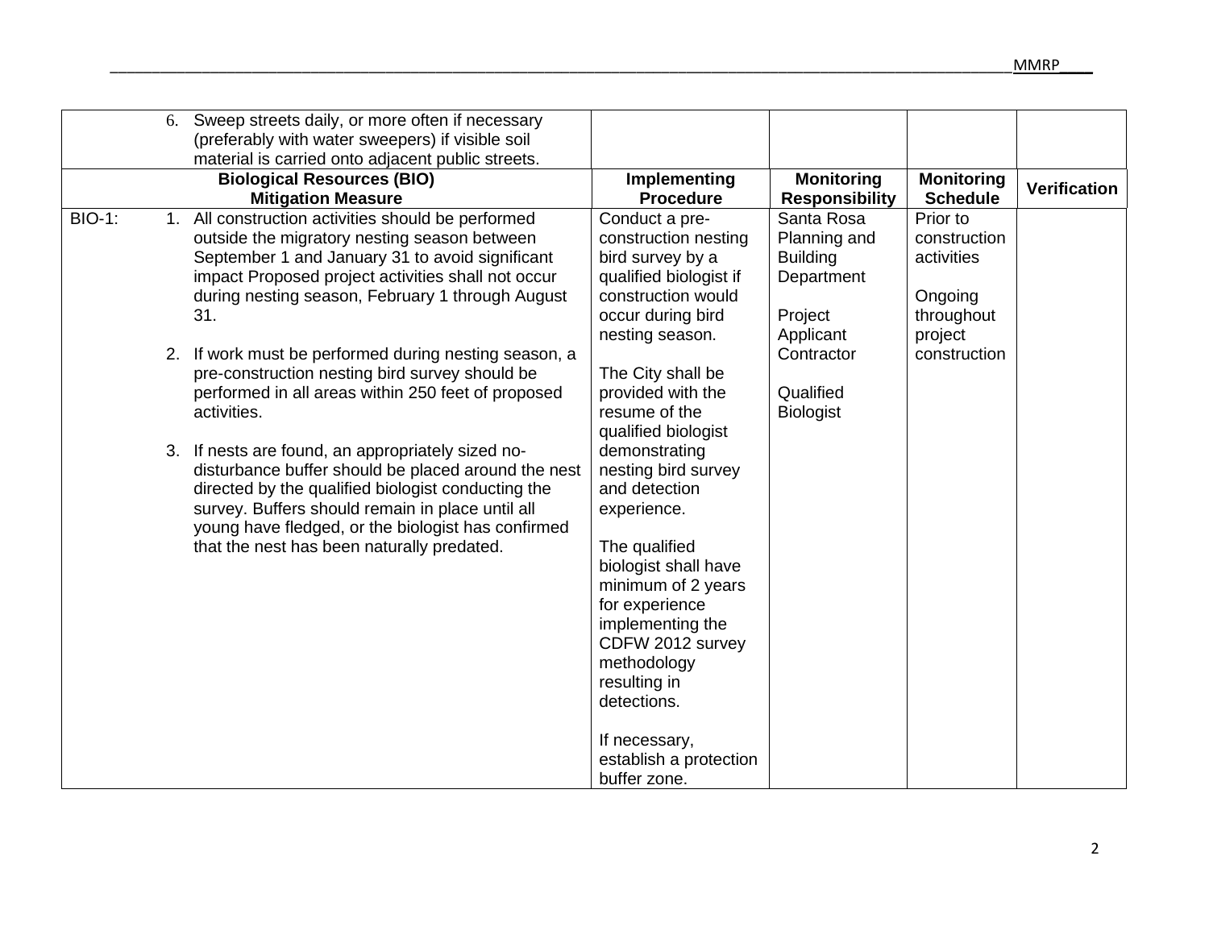| | Mitigation Measure | Implementing Procedure | Monitoring Responsibility | Monitoring Schedule | Verification |
|---|---|---|---|---|---|
| | 6. Sweep streets daily, or more often if necessary (preferably with water sweepers) if visible soil material is carried onto adjacent public streets. | | | | |
| | **Biological Resources (BIO) Mitigation Measure** | **Implementing Procedure** | **Monitoring Responsibility** | **Monitoring Schedule** | **Verification** |
| BIO-1: | 1. All construction activities should be performed outside the migratory nesting season between September 1 and January 31 to avoid significant impact Proposed project activities shall not occur during nesting season, February 1 through August 31.<br><br>2. If work must be performed during nesting season, a pre-construction nesting bird survey should be performed in all areas within 250 feet of proposed activities.<br><br>3. If nests are found, an appropriately sized no-disturbance buffer should be placed around the nest directed by the qualified biologist conducting the survey. Buffers should remain in place until all young have fledged, or the biologist has confirmed that the nest has been naturally predated. | Conduct a pre-construction nesting bird survey by a qualified biologist if construction would occur during bird nesting season.<br><br>The City shall be provided with the resume of the qualified biologist demonstrating nesting bird survey and detection experience.<br><br>The qualified biologist shall have minimum of 2 years for experience implementing the CDFW 2012 survey methodology resulting in detections.<br><br>If necessary, establish a protection buffer zone. | Santa Rosa Planning and Building Department<br><br>Project Applicant Contractor<br><br>Qualified Biologist | Prior to construction activities<br><br>Ongoing throughout project construction | |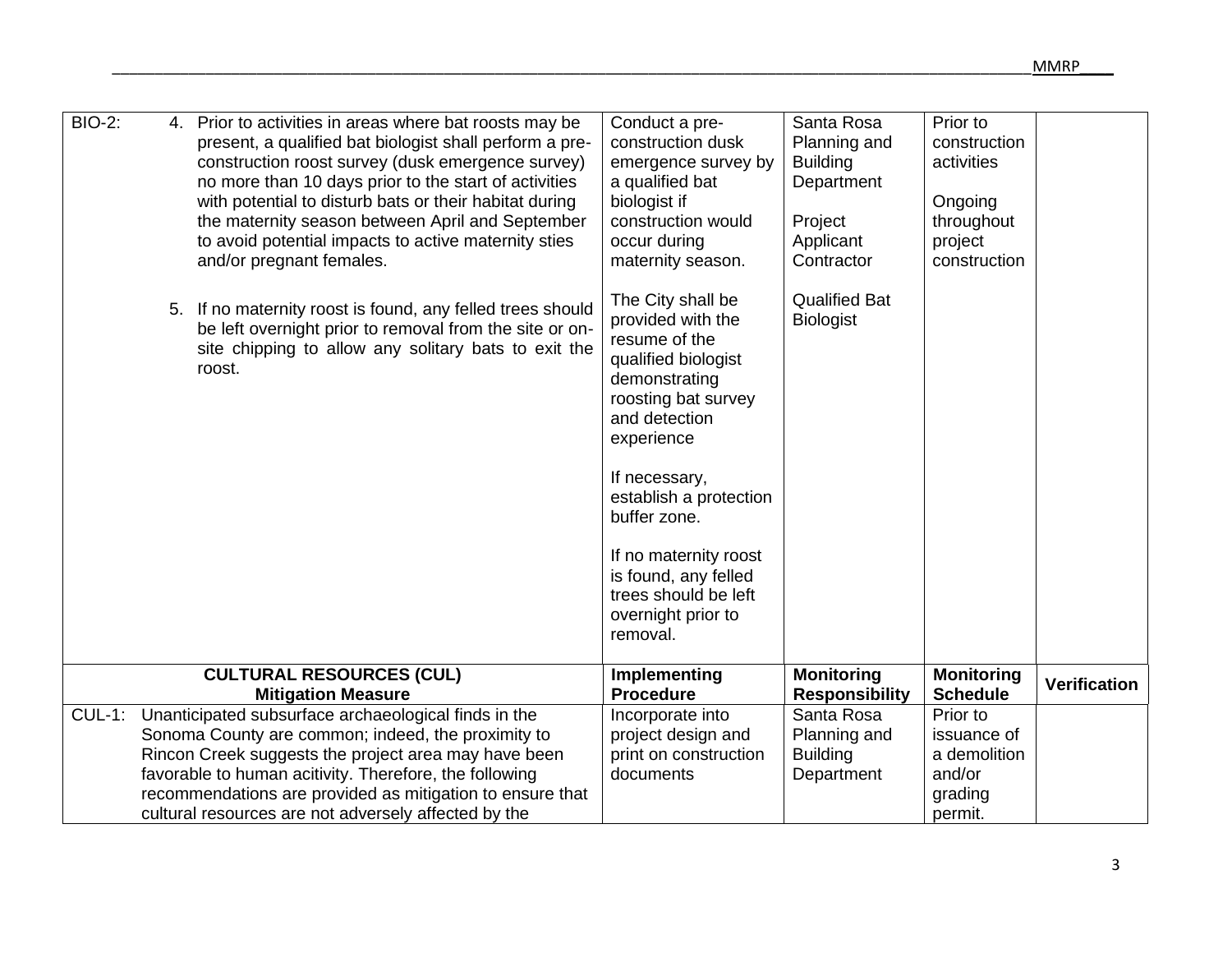| BIO-2: 4. Prior to activities in areas where bat roosts may be present, a qualified bat biologist shall perform a pre-construction roost survey (dusk emergence survey) no more than 10 days prior to the start of activities with potential to disturb bats or their habitat during the maternity season between April and September to avoid potential impacts to active maternity sties and/or pregnant females.<br><br>5. If no maternity roost is found, any felled trees should be left overnight prior to removal from the site or on-site chipping to allow any solitary bats to exit the roost. | Conduct a pre-construction dusk emergence survey by a qualified bat biologist if construction would occur during maternity season.<br><br>The City shall be provided with the resume of the qualified biologist demonstrating roosting bat survey and detection experience<br><br>If necessary, establish a protection buffer zone.<br><br>If no maternity roost is found, any felled trees should be left overnight prior to removal. | Santa Rosa Planning and Building Department<br><br>Project Applicant Contractor<br><br>Qualified Bat Biologist | Prior to construction activities<br><br>Ongoing throughout project construction | |
|---|---|---|---|---|
| **CULTURAL RESOURCES (CUL)<br>Mitigation Measure** | **Implementing Procedure** | **Monitoring Responsibility** | **Monitoring Schedule** | **Verification** |
| CUL-1: Unanticipated subsurface archaeological finds in the Sonoma County are common; indeed, the proximity to Rincon Creek suggests the project area may have been favorable to human acitivity. Therefore, the following recommendations are provided as mitigation to ensure that cultural resources are not adversely affected by the | Incorporate into project design and print on construction documents | Santa Rosa Planning and Building Department | Prior to issuance of a demolition and/or grading permit. | |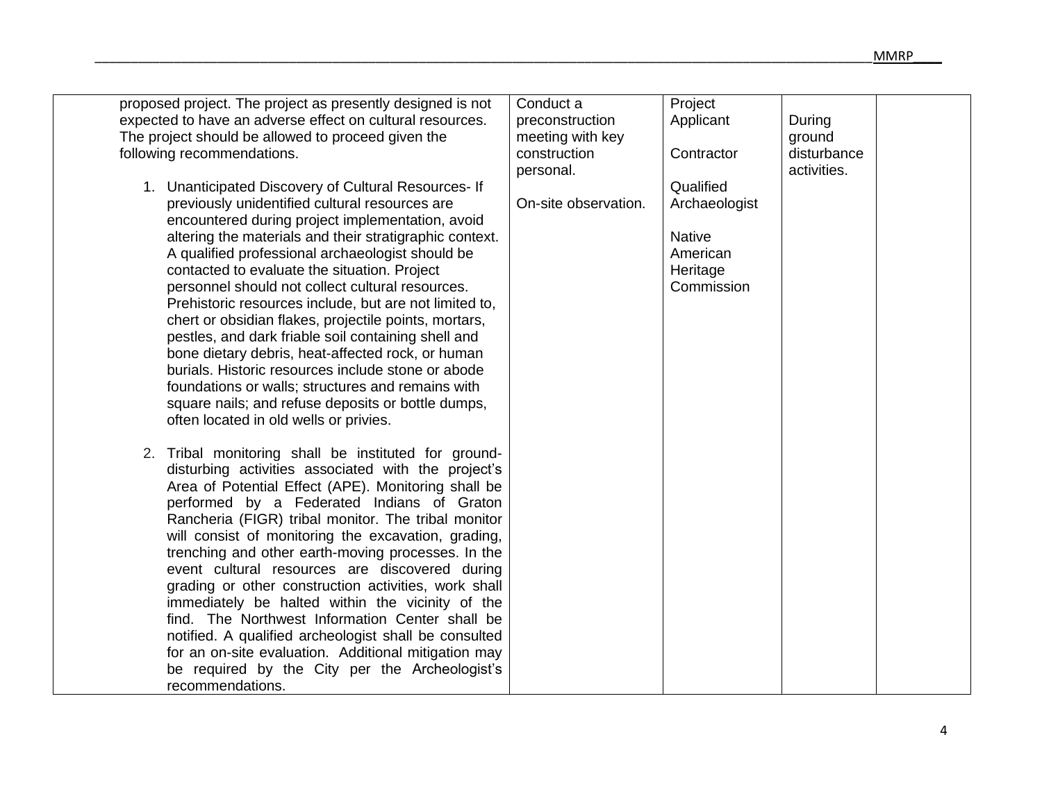| | | | | |
|---|---|---|---|---|
| proposed project. The project as presently designed is not expected to have an adverse effect on cultural resources. The project should be allowed to proceed given the following recommendations.<br><br>1. Unanticipated Discovery of Cultural Resources- If previously unidentified cultural resources are encountered during project implementation, avoid altering the materials and their stratigraphic context. A qualified professional archaeologist should be contacted to evaluate the situation. Project personnel should not collect cultural resources. Prehistoric resources include, but are not limited to, chert or obsidian flakes, projectile points, mortars, pestles, and dark friable soil containing shell and bone dietary debris, heat-affected rock, or human burials. Historic resources include stone or abode foundations or walls; structures and remains with square nails; and refuse deposits or bottle dumps, often located in old wells or privies.<br><br>2. Tribal monitoring shall be instituted for ground-disturbing activities associated with the project's Area of Potential Effect (APE). Monitoring shall be performed by a Federated Indians of Graton Rancheria (FIGR) tribal monitor. The tribal monitor will consist of monitoring the excavation, grading, trenching and other earth-moving processes. In the event cultural resources are discovered during grading or other construction activities, work shall immediately be halted within the vicinity of the find. The Northwest Information Center shall be notified. A qualified archeologist shall be consulted for an on-site evaluation. Additional mitigation may be required by the City per the Archeologist's recommendations. | Conduct a preconstruction meeting with key construction personal.<br><br>On-site observation. | Project Applicant<br><br>Contractor<br><br>Qualified Archaeologist<br><br>Native American Heritage Commission | During ground disturbance activities. | |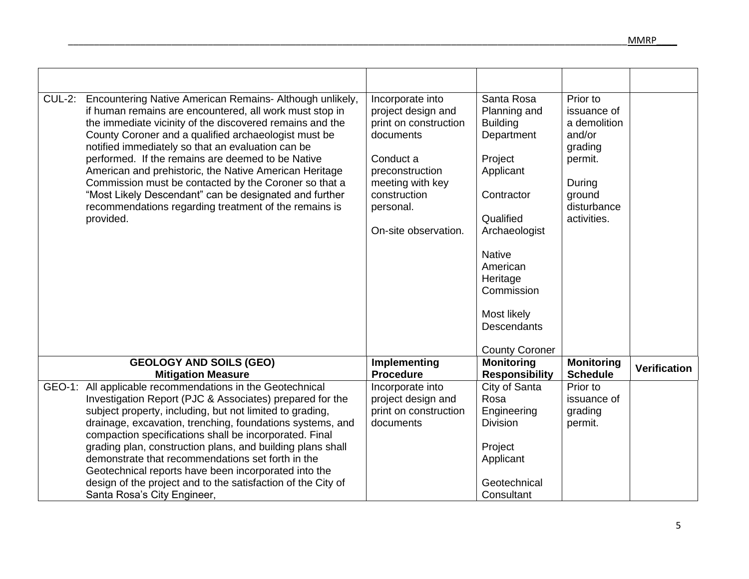| | | | | |
|---|---|---|---|---|
| CUL-2: Encountering Native American Remains- Although unlikely, if human remains are encountered, all work must stop in the immediate vicinity of the discovered remains and the County Coroner and a qualified archaeologist must be notified immediately so that an evaluation can be performed. If the remains are deemed to be Native American and prehistoric, the Native American Heritage Commission must be contacted by the Coroner so that a "Most Likely Descendant" can be designated and further recommendations regarding treatment of the remains is provided. | Incorporate into project design and print on construction documents<br><br>Conduct a preconstruction meeting with key construction personal.<br><br>On-site observation. | Santa Rosa Planning and Building Department<br><br>Project Applicant<br><br>Contractor<br><br>Qualified Archaeologist<br><br>Native American Heritage Commission<br><br>Most likely Descendants<br><br>County Coroner | Prior to issuance of a demolition and/or grading permit.<br><br>During ground disturbance activities. | |
| **GEOLOGY AND SOILS (GEO) Mitigation Measure** | **Implementing Procedure** | **Monitoring Responsibility** | **Monitoring Schedule** | **Verification** |
| GEO-1: All applicable recommendations in the Geotechnical Investigation Report (PJC & Associates) prepared for the subject property, including, but not limited to grading, drainage, excavation, trenching, foundations systems, and compaction specifications shall be incorporated. Final grading plan, construction plans, and building plans shall demonstrate that recommendations set forth in the Geotechnical reports have been incorporated into the design of the project and to the satisfaction of the City of Santa Rosa's City Engineer, | Incorporate into project design and print on construction documents | City of Santa Rosa Engineering Division<br><br>Project Applicant<br><br>Geotechnical Consultant | Prior to issuance of grading permit. | |